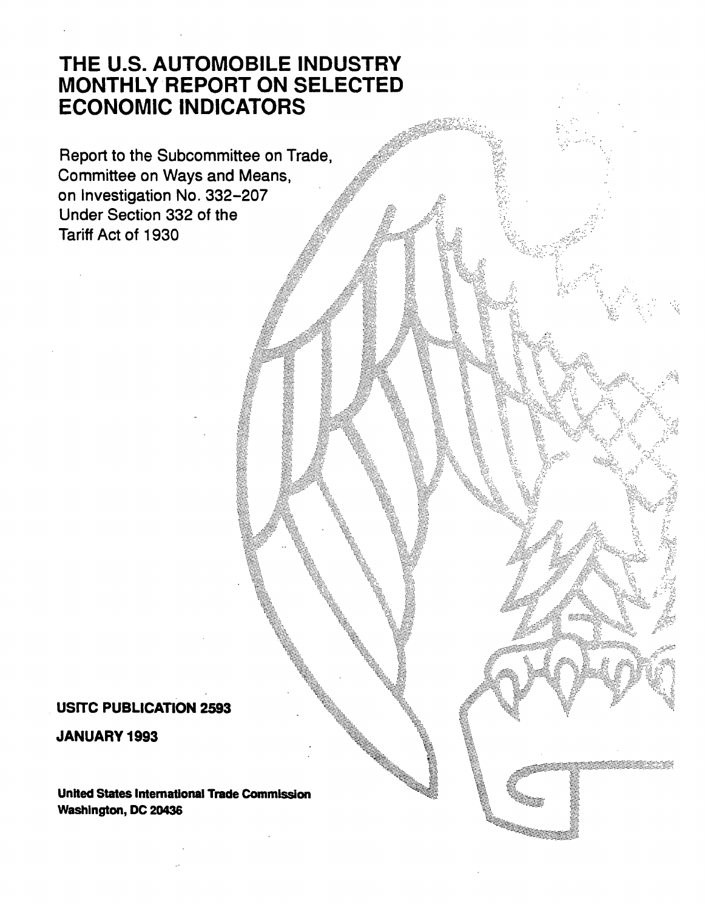# THE U.S. AUTOMOBILE INDUSTRY MONTHLY REPORT ON SELECTED ECONOMIC INDICATORS

Report to the Subcommittee on Trade,
Committee on Ways and Means,
on Investigation No. 332-207
Under Section 332 of the
Tariff Act of 1930

**USITC PUBLICATION 2593**

**JANUARY 1993**

**United States International Trade Commission**
**Washington, DC 20436**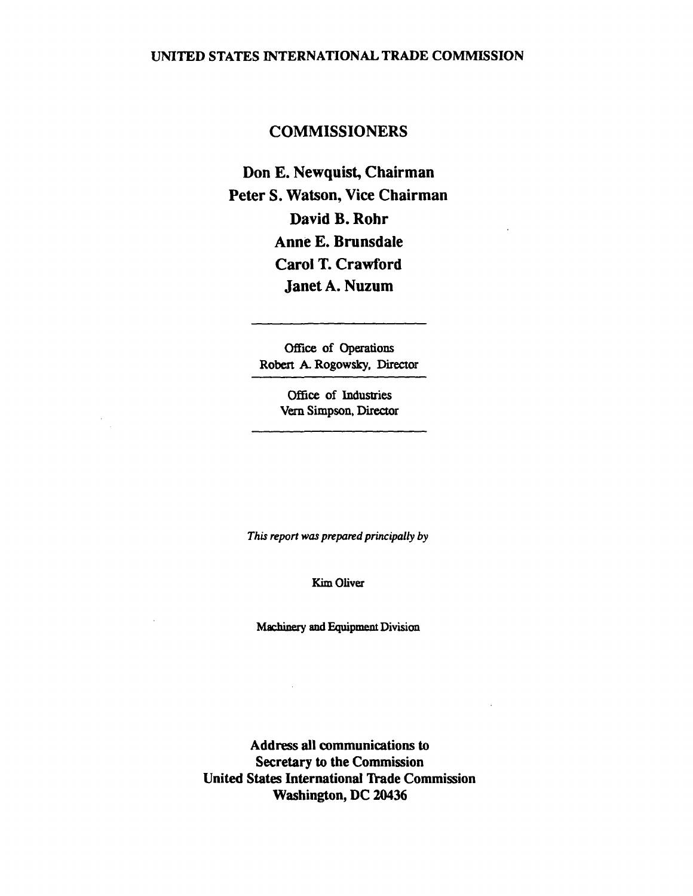UNITED STATES INTERNATIONAL TRADE COMMISSION

## COMMISSIONERS

**Don E. Newquist, Chairman**
**Peter S. Watson, Vice Chairman**
**David B. Rohr**
**Anne E. Brunsdale**
**Carol T. Crawford**
**Janet A. Nuzum**

---

Office of Operations
Robert A. Rogowsky, Director

---

Office of Industries
Vern Simpson, Director

---

*This report was prepared principally by*

Kim Oliver

Machinery and Equipment Division

**Address all communications to**
**Secretary to the Commission**
**United States International Trade Commission**
**Washington, DC 20436**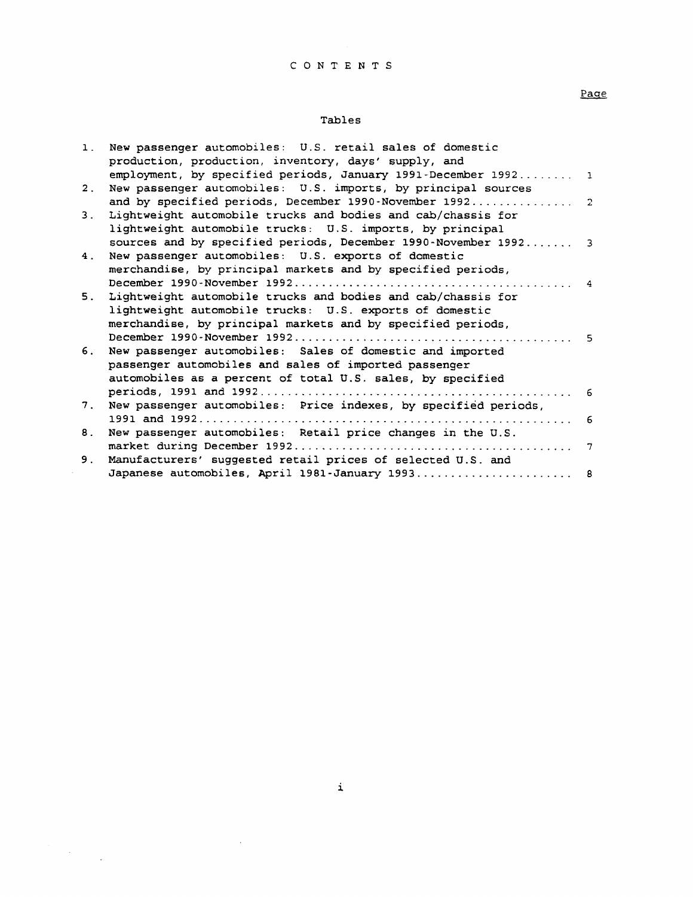# CONTENTS

Page

## Tables

1. New passenger automobiles: U.S. retail sales of domestic production, production, inventory, days' supply, and employment, by specified periods, January 1991-December 1992........ 1
2. New passenger automobiles: U.S. imports, by principal sources and by specified periods, December 1990-November 1992.............. 2
3. Lightweight automobile trucks and bodies and cab/chassis for lightweight automobile trucks: U.S. imports, by principal sources and by specified periods, December 1990-November 1992....... 3
4. New passenger automobiles: U.S. exports of domestic merchandise, by principal markets and by specified periods, December 1990-November 1992........................................ 4
5. Lightweight automobile trucks and bodies and cab/chassis for lightweight automobile trucks: U.S. exports of domestic merchandise, by principal markets and by specified periods, December 1990-November 1992........................................ 5
6. New passenger automobiles: Sales of domestic and imported passenger automobiles and sales of imported passenger automobiles as a percent of total U.S. sales, by specified periods, 1991 and 1992............................................. 6
7. New passenger automobiles: Price indexes, by specified periods, 1991 and 1992...................................................... 6
8. New passenger automobiles: Retail price changes in the U.S. market during December 1992........................................ 7
9. Manufacturers' suggested retail prices of selected U.S. and Japanese automobiles, April 1981-January 1993....................... 8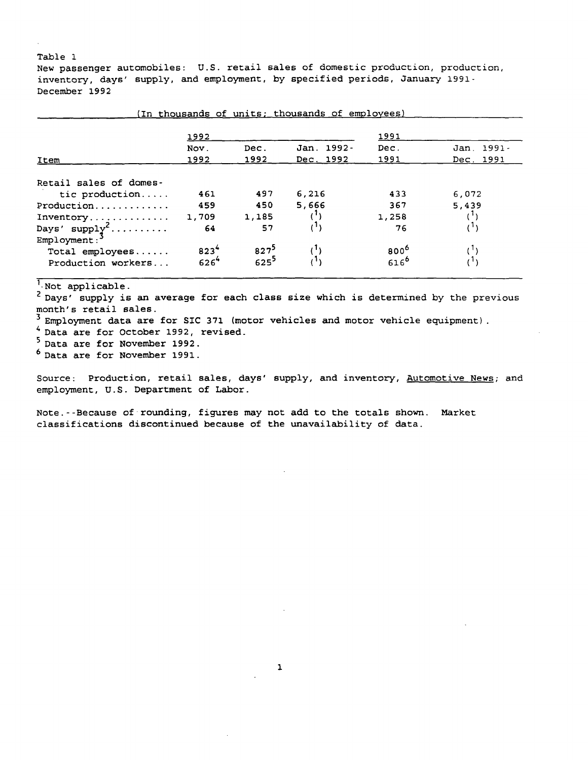Table 1
New passenger automobiles: U.S. retail sales of domestic production, production, inventory, days' supply, and employment, by specified periods, January 1991-December 1992

(In thousands of units; thousands of employees)

| Item | 1992 | | | 1991 | |
|---|---|---|---|---|---|
| | Nov. 1992 | Dec. 1992 | Jan. 1992-Dec. 1992 | Dec. 1991 | Jan. 1991-Dec. 1991 |
| Retail sales of domestic production..... | 461 | 497 | 6,216 | 433 | 6,072 |
| Production............. | 459 | 450 | 5,666 | 367 | 5,439 |
| Inventory.............. | 1,709 | 1,185 | (1) | 1,258 | (1) |
| Days' supply[2].......... | 64 | 57 | (1) | 76 | (1) |
| Employment:[3] | | | | | |
| Total employees...... | 823[4] | 827[5] | (1) | 800[6] | (1) |
| Production workers... | 626[4] | 625[5] | (1) | 616[6] | (1) |

[1] Not applicable.
[2] Days' supply is an average for each class size which is determined by the previous month's retail sales.
[3] Employment data are for SIC 371 (motor vehicles and motor vehicle equipment).
[4] Data are for October 1992, revised.
[5] Data are for November 1992.
[6] Data are for November 1991.

Source: Production, retail sales, days' supply, and inventory, Automotive News; and employment, U.S. Department of Labor.

Note.--Because of rounding, figures may not add to the totals shown. Market classifications discontinued because of the unavailability of data.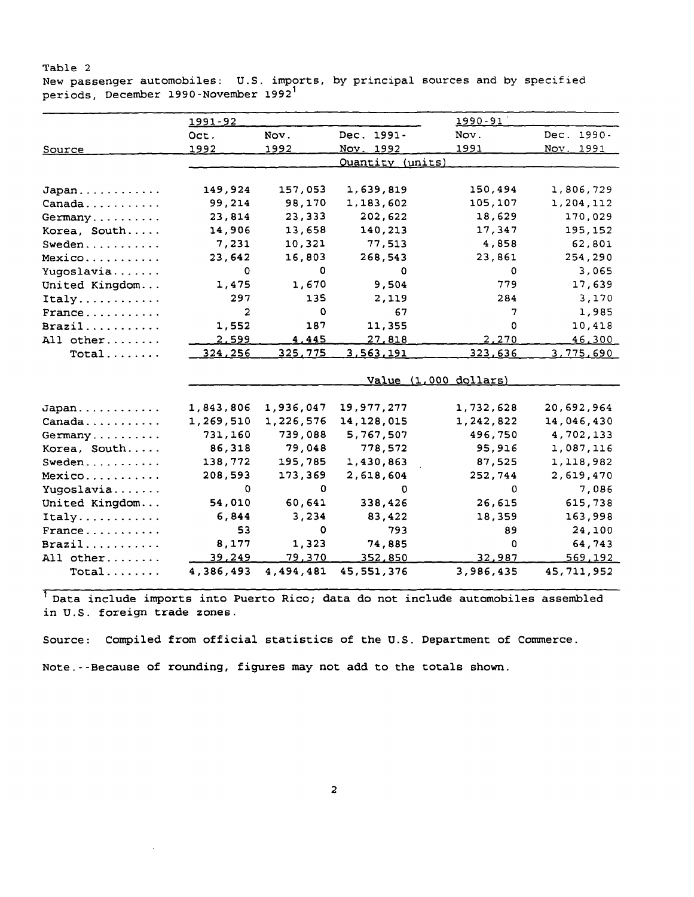Table 2
New passenger automobiles: U.S. imports, by principal sources and by specified periods, December 1990-November 1992[1]

| Source | 1991-92 | | | 1990-91 | |
|---|---|---|---|---|---|
| | Oct. 1992 | Nov. 1992 | Dec. 1991-Nov. 1992 | Nov. 1991 | Dec. 1990-Nov. 1991 |
| | Quantity (units) | | | | |
| Japan | 149,924 | 157,053 | 1,639,819 | 150,494 | 1,806,729 |
| Canada | 99,214 | 98,170 | 1,183,602 | 105,107 | 1,204,112 |
| Germany | 23,814 | 23,333 | 202,622 | 18,629 | 170,029 |
| Korea, South | 14,906 | 13,658 | 140,213 | 17,347 | 195,152 |
| Sweden | 7,231 | 10,321 | 77,513 | 4,858 | 62,801 |
| Mexico | 23,642 | 16,803 | 268,543 | 23,861 | 254,290 |
| Yugoslavia | 0 | 0 | 0 | 0 | 3,065 |
| United Kingdom | 1,475 | 1,670 | 9,504 | 779 | 17,639 |
| Italy | 297 | 135 | 2,119 | 284 | 3,170 |
| France | 2 | 0 | 67 | 7 | 1,985 |
| Brazil | 1,552 | 187 | 11,355 | 0 | 10,418 |
| All other | 2,599 | 4,445 | 27,818 | 2,270 | 46,300 |
| Total | 324,256 | 325,775 | 3,563,191 | 323,636 | 3,775,690 |
| | Value (1,000 dollars) | | | | |
| Japan | 1,843,806 | 1,936,047 | 19,977,277 | 1,732,628 | 20,692,964 |
| Canada | 1,269,510 | 1,226,576 | 14,128,015 | 1,242,822 | 14,046,430 |
| Germany | 731,160 | 739,088 | 5,767,507 | 496,750 | 4,702,133 |
| Korea, South | 86,318 | 79,048 | 778,572 | 95,916 | 1,087,116 |
| Sweden | 138,772 | 195,785 | 1,430,863 | 87,525 | 1,118,982 |
| Mexico | 208,593 | 173,369 | 2,618,604 | 252,744 | 2,619,470 |
| Yugoslavia | 0 | 0 | 0 | 0 | 7,086 |
| United Kingdom | 54,010 | 60,641 | 338,426 | 26,615 | 615,738 |
| Italy | 6,844 | 3,234 | 83,422 | 18,359 | 163,998 |
| France | 53 | 0 | 793 | 89 | 24,100 |
| Brazil | 8,177 | 1,323 | 74,885 | 0 | 64,743 |
| All other | 39,249 | 79,370 | 352,850 | 32,987 | 569,192 |
| Total | 4,386,493 | 4,494,481 | 45,551,376 | 3,986,435 | 45,711,952 |

[1] Data include imports into Puerto Rico; data do not include automobiles assembled in U.S. foreign trade zones.

Source: Compiled from official statistics of the U.S. Department of Commerce.

Note.--Because of rounding, figures may not add to the totals shown.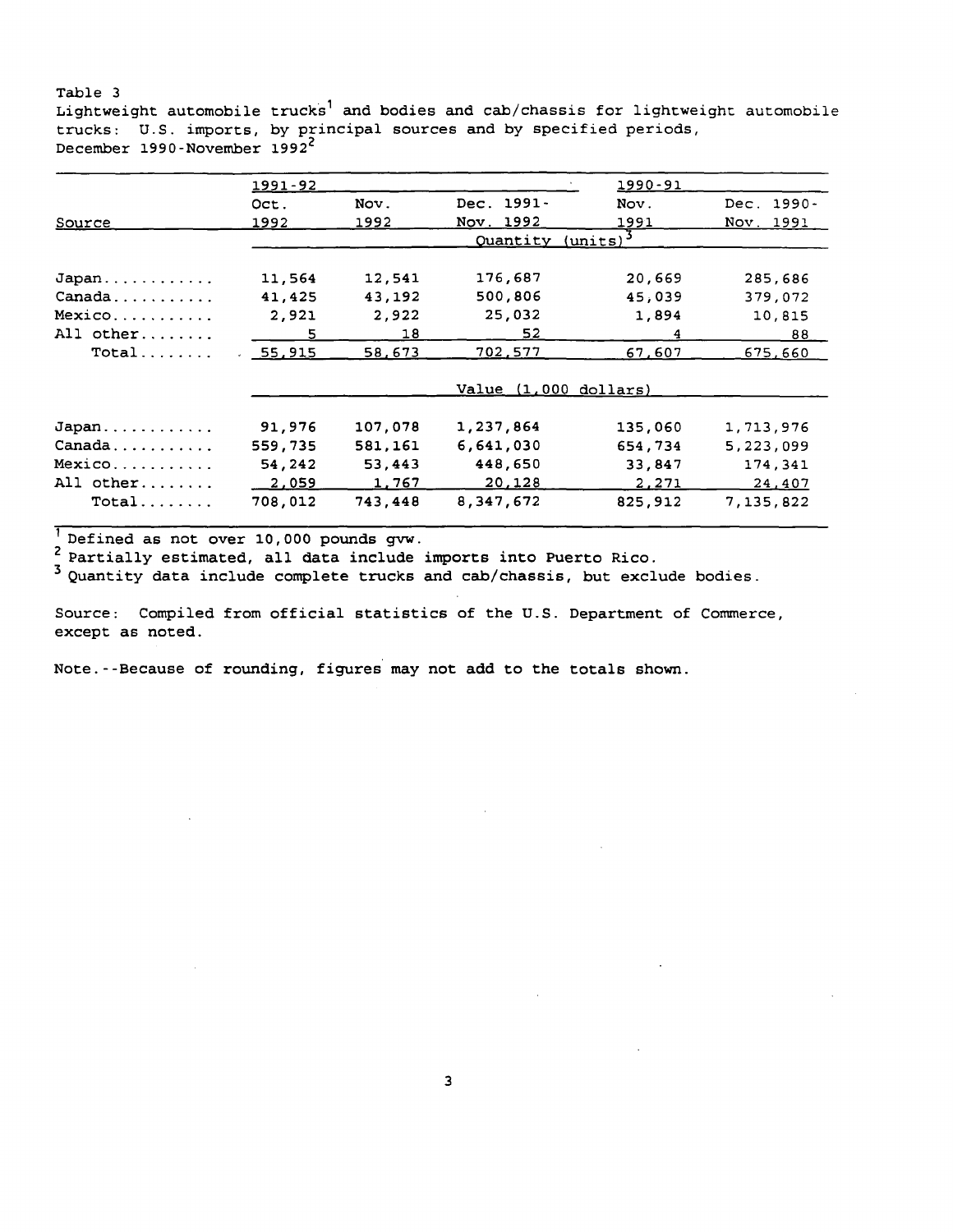Table 3
Lightweight automobile trucks[1] and bodies and cab/chassis for lightweight automobile trucks: U.S. imports, by principal sources and by specified periods, December 1990-November 1992[2]

| Source | 1991-92 Oct. 1992 | Nov. 1992 | Dec. 1991-Nov. 1992 | 1990-91 Nov. 1991 | Dec. 1990-Nov. 1991 |
|---|---|---|---|---|---|
| | | | Quantity (units)[3] | | |
| Japan | 11,564 | 12,541 | 176,687 | 20,669 | 285,686 |
| Canada | 41,425 | 43,192 | 500,806 | 45,039 | 379,072 |
| Mexico | 2,921 | 2,922 | 25,032 | 1,894 | 10,815 |
| All other | 5 | 18 | 52 | 4 | 88 |
| Total | 55,915 | 58,673 | 702,577 | 67,607 | 675,660 |
| | | | Value (1,000 dollars) | | |
| Japan | 91,976 | 107,078 | 1,237,864 | 135,060 | 1,713,976 |
| Canada | 559,735 | 581,161 | 6,641,030 | 654,734 | 5,223,099 |
| Mexico | 54,242 | 53,443 | 448,650 | 33,847 | 174,341 |
| All other | 2,059 | 1,767 | 20,128 | 2,271 | 24,407 |
| Total | 708,012 | 743,448 | 8,347,672 | 825,912 | 7,135,822 |

[1] Defined as not over 10,000 pounds gvw.
[2] Partially estimated, all data include imports into Puerto Rico.
[3] Quantity data include complete trucks and cab/chassis, but exclude bodies.

Source: Compiled from official statistics of the U.S. Department of Commerce, except as noted.

Note.--Because of rounding, figures may not add to the totals shown.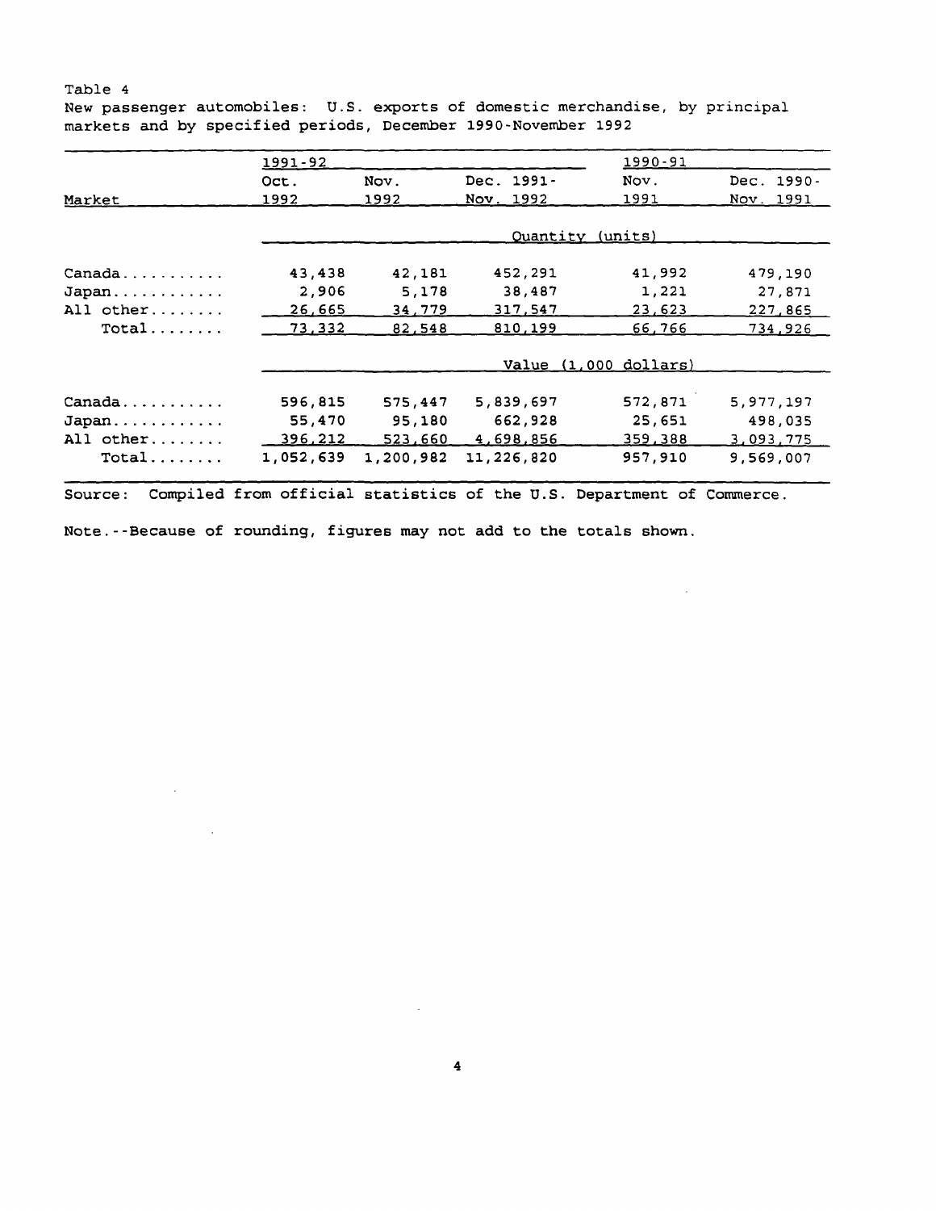Table 4
New passenger automobiles: U.S. exports of domestic merchandise, by principal markets and by specified periods, December 1990-November 1992

| Market | 1991-92 | | | 1990-91 | |
|---|---|---|---|---|---|
| | Oct. 1992 | Nov. 1992 | Dec. 1991-Nov. 1992 | Nov. 1991 | Dec. 1990-Nov. 1991 |
| | Quantity (units) | | | | |
| Canada | 43,438 | 42,181 | 452,291 | 41,992 | 479,190 |
| Japan | 2,906 | 5,178 | 38,487 | 1,221 | 27,871 |
| All other | 26,665 | 34,779 | 317,547 | 23,623 | 227,865 |
| Total | 73,332 | 82,548 | 810,199 | 66,766 | 734,926 |
| | Value (1,000 dollars) | | | | |
| Canada | 596,815 | 575,447 | 5,839,697 | 572,871 | 5,977,197 |
| Japan | 55,470 | 95,180 | 662,928 | 25,651 | 498,035 |
| All other | 396,212 | 523,660 | 4,698,856 | 359,388 | 3,093,775 |
| Total | 1,052,639 | 1,200,982 | 11,226,820 | 957,910 | 9,569,007 |

Source: Compiled from official statistics of the U.S. Department of Commerce.

Note.--Because of rounding, figures may not add to the totals shown.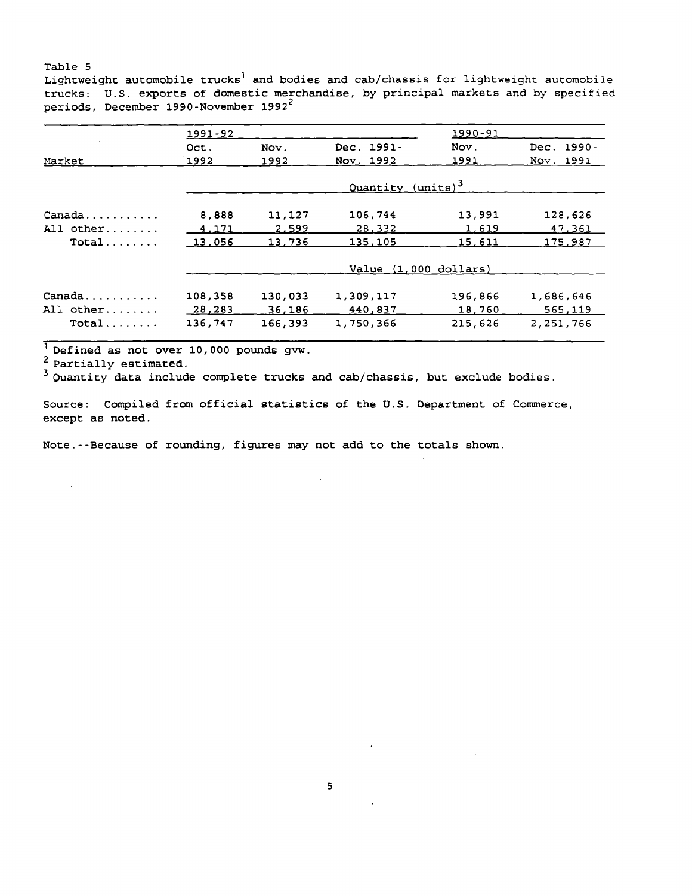Table 5

Lightweight automobile trucks[1] and bodies and cab/chassis for lightweight automobile trucks: U.S. exports of domestic merchandise, by principal markets and by specified periods, December 1990-November 1992[2]

| Market | 1991-92 Oct. 1992 | Nov. 1992 | Dec. 1991-Nov. 1992 | 1990-91 Nov. 1991 | Dec. 1990-Nov. 1991 |
|---|---|---|---|---|---|
| | Quantity (units)[3] | | | | |
| Canada | 8,888 | 11,127 | 106,744 | 13,991 | 128,626 |
| All other | 4,171 | 2,599 | 28,332 | 1,619 | 47,361 |
| Total | 13,056 | 13,736 | 135,105 | 15,611 | 175,987 |
| | Value (1,000 dollars) | | | | |
| Canada | 108,358 | 130,033 | 1,309,117 | 196,866 | 1,686,646 |
| All other | 28,283 | 36,186 | 440,837 | 18,760 | 565,119 |
| Total | 136,747 | 166,393 | 1,750,366 | 215,626 | 2,251,766 |

[1] Defined as not over 10,000 pounds gvw.

[2] Partially estimated.

[3] Quantity data include complete trucks and cab/chassis, but exclude bodies.

Source: Compiled from official statistics of the U.S. Department of Commerce, except as noted.

Note.--Because of rounding, figures may not add to the totals shown.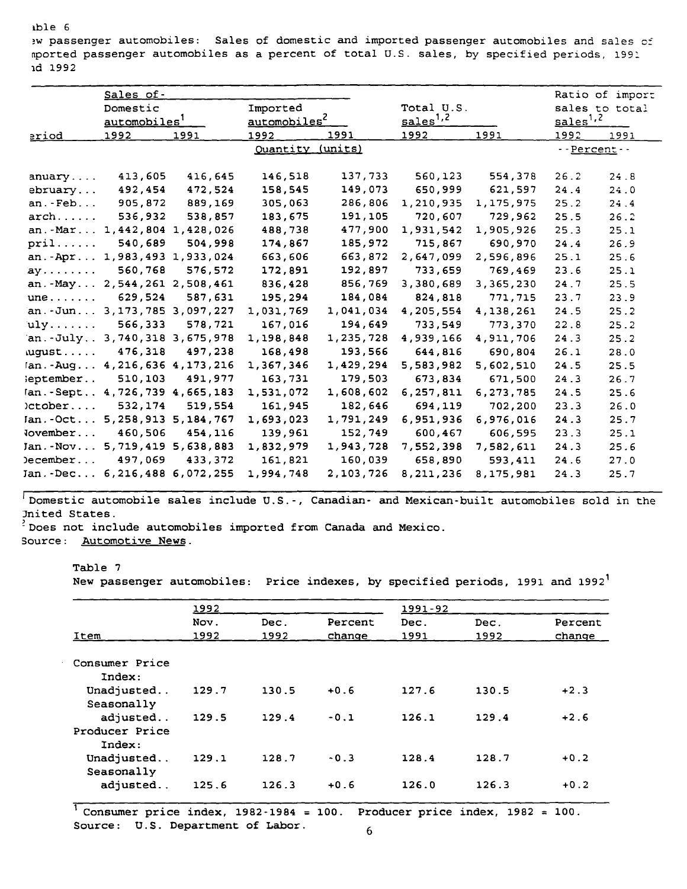able 6

ew passenger automobiles: Sales of domestic and imported passenger automobiles and sales of mported passenger automobiles as a percent of total U.S. sales, by specified periods, 1991 nd 1992

| | Sales of- | | | | | | Ratio of import | |
|---|---|---|---|---|---|---|---|---|
| | Domestic automobiles[1] | | Imported automobiles[2] | | Total U.S. sales[1,2] | | sales to total sales[1,2] | |
| eriod | 1992 | 1991 | 1992 | 1991 | 1992 | 1991 | 1992 | 1991 |
| | Quantity (units) | | | | | | --Percent-- | |
| anuary.... | 413,605 | 416,645 | 146,518 | 137,733 | 560,123 | 554,378 | 26.2 | 24.8 |
| ebruary... | 492,454 | 472,524 | 158,545 | 149,073 | 650,999 | 621,597 | 24.4 | 24.0 |
| an.-Feb... | 905,872 | 889,169 | 305,063 | 286,806 | 1,210,935 | 1,175,975 | 25.2 | 24.4 |
| arch...... | 536,932 | 538,857 | 183,675 | 191,105 | 720,607 | 729,962 | 25.5 | 26.2 |
| an.-Mar... | 1,442,804 | 1,428,026 | 488,738 | 477,900 | 1,931,542 | 1,905,926 | 25.3 | 25.1 |
| pril...... | 540,689 | 504,998 | 174,867 | 185,972 | 715,867 | 690,970 | 24.4 | 26.9 |
| an.-Apr... | 1,983,493 | 1,933,024 | 663,606 | 663,872 | 2,647,099 | 2,596,896 | 25.1 | 25.6 |
| ay........ | 560,768 | 576,572 | 172,891 | 192,897 | 733,659 | 769,469 | 23.6 | 25.1 |
| an.-May... | 2,544,261 | 2,508,461 | 836,428 | 856,769 | 3,380,689 | 3,365,230 | 24.7 | 25.5 |
| une....... | 629,524 | 587,631 | 195,294 | 184,084 | 824,818 | 771,715 | 23.7 | 23.9 |
| an.-Jun... | 3,173,785 | 3,097,227 | 1,031,769 | 1,041,034 | 4,205,554 | 4,138,261 | 24.5 | 25.2 |
| uly....... | 566,333 | 578,721 | 167,016 | 194,649 | 733,549 | 773,370 | 22.8 | 25.2 |
| an.-July.. | 3,740,318 | 3,675,978 | 1,198,848 | 1,235,728 | 4,939,166 | 4,911,706 | 24.3 | 25.2 |
| ugust..... | 476,318 | 497,238 | 168,498 | 193,566 | 644,816 | 690,804 | 26.1 | 28.0 |
| Jan.-Aug... | 4,216,636 | 4,173,216 | 1,367,346 | 1,429,294 | 5,583,982 | 5,602,510 | 24.5 | 25.5 |
| eptember.. | 510,103 | 491,977 | 163,731 | 179,503 | 673,834 | 671,500 | 24.3 | 26.7 |
| Jan.-Sept.. | 4,726,739 | 4,665,183 | 1,531,072 | 1,608,602 | 6,257,811 | 6,273,785 | 24.5 | 25.6 |
| October.... | 532,174 | 519,554 | 161,945 | 182,646 | 694,119 | 702,200 | 23.3 | 26.0 |
| Jan.-Oct... | 5,258,913 | 5,184,767 | 1,693,023 | 1,791,249 | 6,951,936 | 6,976,016 | 24.3 | 25.7 |
| November... | 460,506 | 454,116 | 139,961 | 152,749 | 600,467 | 606,595 | 23.3 | 25.1 |
| Jan.-Nov... | 5,719,419 | 5,638,883 | 1,832,979 | 1,943,728 | 7,552,398 | 7,582,611 | 24.3 | 25.6 |
| December... | 497,069 | 433,372 | 161,821 | 160,039 | 658,890 | 593,411 | 24.6 | 27.0 |
| Jan.-Dec... | 6,216,488 | 6,072,255 | 1,994,748 | 2,103,726 | 8,211,236 | 8,175,981 | 24.3 | 25.7 |

[1] Domestic automobile sales include U.S.-, Canadian- and Mexican-built automobiles sold in the United States.
[2] Does not include automobiles imported from Canada and Mexico.
Source: Automotive News.

Table 7

New passenger automobiles: Price indexes, by specified periods, 1991 and 1992[1]

| | 1992 | | | 1991-92 | | |
|---|---|---|---|---|---|---|
| Item | Nov. 1992 | Dec. 1992 | Percent change | Dec. 1991 | Dec. 1992 | Percent change |
| Consumer Price Index: | | | | | | |
| Unadjusted.. | 129.7 | 130.5 | +0.6 | 127.6 | 130.5 | +2.3 |
| Seasonally adjusted.. | 129.5 | 129.4 | -0.1 | 126.1 | 129.4 | +2.6 |
| Producer Price Index: | | | | | | |
| Unadjusted.. | 129.1 | 128.7 | -0.3 | 128.4 | 128.7 | +0.2 |
| Seasonally adjusted.. | 125.6 | 126.3 | +0.6 | 126.0 | 126.3 | +0.2 |

[1] Consumer price index, 1982-1984 = 100. Producer price index, 1982 = 100.
Source: U.S. Department of Labor.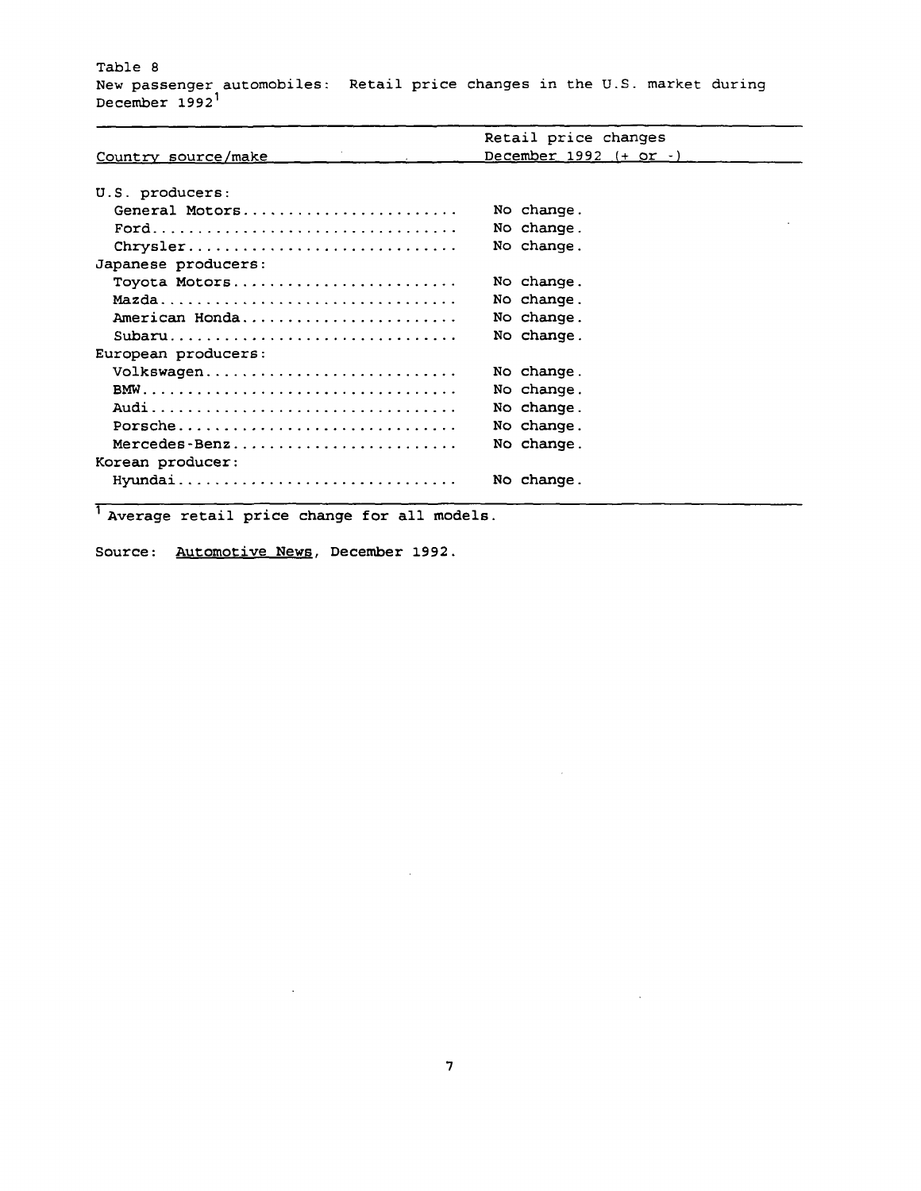Table 8
New passenger automobiles: Retail price changes in the U.S. market during December 1992[1]

| Country source/make | Retail price changes December 1992 (+ or -) |
|---|---|
| U.S. producers: | |
| General Motors | No change. |
| Ford | No change. |
| Chrysler | No change. |
| Japanese producers: | |
| Toyota Motors | No change. |
| Mazda | No change. |
| American Honda | No change. |
| Subaru | No change. |
| European producers: | |
| Volkswagen | No change. |
| BMW | No change. |
| Audi | No change. |
| Porsche | No change. |
| Mercedes-Benz | No change. |
| Korean producer: | |
| Hyundai | No change. |

[1] Average retail price change for all models.

Source: Automotive News, December 1992.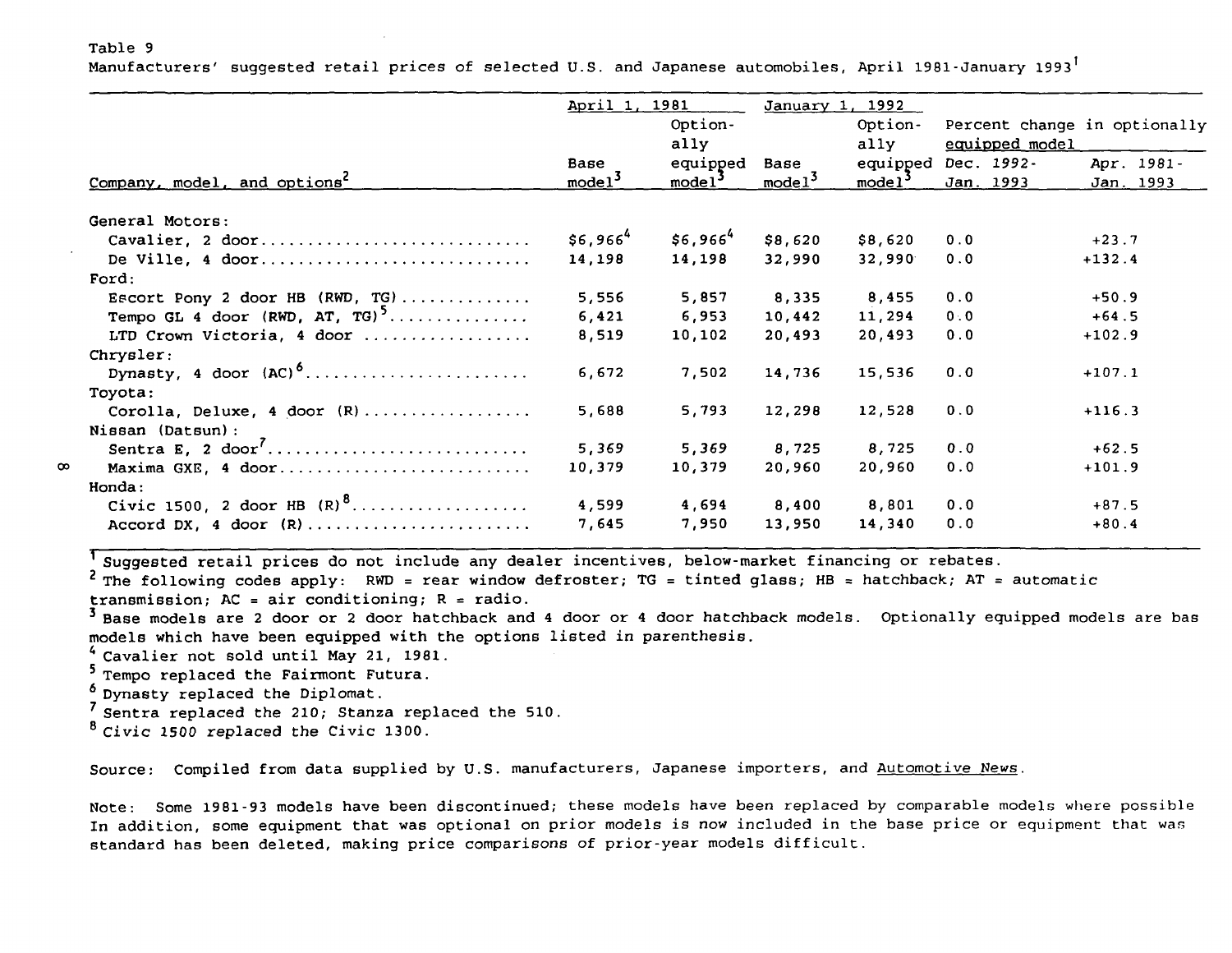Table 9

Manufacturers' suggested retail prices of selected U.S. and Japanese automobiles, April 1981-January 1993[1]

| Company, model, and options[2] | April 1, 1981 | | January 1, 1992 | | Percent change in optionally equipped model | |
|---|---|---|---|---|---|---|
| | Base model[3] | Optionally equipped model[3] | Base model[3] | Optionally equipped model[3] | Dec. 1992-Jan. 1993 | Apr. 1981-Jan. 1993 |
| General Motors: | | | | | | |
| Cavalier, 2 door | $6,966[4] | $6,966[4] | $8,620 | $8,620 | 0.0 | +23.7 |
| De Ville, 4 door | 14,198 | 14,198 | 32,990 | 32,990 | 0.0 | +132.4 |
| Ford: | | | | | | |
| Escort Pony 2 door HB (RWD, TG) | 5,556 | 5,857 | 8,335 | 8,455 | 0.0 | +50.9 |
| Tempo GL 4 door (RWD, AT, TG)[5] | 6,421 | 6,953 | 10,442 | 11,294 | 0.0 | +64.5 |
| LTD Crown Victoria, 4 door | 8,519 | 10,102 | 20,493 | 20,493 | 0.0 | +102.9 |
| Chrysler: | | | | | | |
| Dynasty, 4 door (AC)[6] | 6,672 | 7,502 | 14,736 | 15,536 | 0.0 | +107.1 |
| Toyota: | | | | | | |
| Corolla, Deluxe, 4 door (R) | 5,688 | 5,793 | 12,298 | 12,528 | 0.0 | +116.3 |
| Nissan (Datsun): | | | | | | |
| Sentra E, 2 door[7] | 5,369 | 5,369 | 8,725 | 8,725 | 0.0 | +62.5 |
| Maxima GXE, 4 door | 10,379 | 10,379 | 20,960 | 20,960 | 0.0 | +101.9 |
| Honda: | | | | | | |
| Civic 1500, 2 door HB (R)[8] | 4,599 | 4,694 | 8,400 | 8,801 | 0.0 | +87.5 |
| Accord DX, 4 door (R) | 7,645 | 7,950 | 13,950 | 14,340 | 0.0 | +80.4 |

[1] Suggested retail prices do not include any dealer incentives, below-market financing or rebates.

[2] The following codes apply: RWD = rear window defroster; TG = tinted glass; HB = hatchback; AT = automatic transmission; AC = air conditioning; R = radio.

[3] Base models are 2 door or 2 door hatchback and 4 door or 4 door hatchback models. Optionally equipped models are bas models which have been equipped with the options listed in parenthesis.

[4] Cavalier not sold until May 21, 1981.

[5] Tempo replaced the Fairmont Futura.

[6] Dynasty replaced the Diplomat.

[7] Sentra replaced the 210; Stanza replaced the 510.

[8] Civic 1500 replaced the Civic 1300.

Source: Compiled from data supplied by U.S. manufacturers, Japanese importers, and Automotive News.

Note: Some 1981-93 models have been discontinued; these models have been replaced by comparable models where possible In addition, some equipment that was optional on prior models is now included in the base price or equipment that was standard has been deleted, making price comparisons of prior-year models difficult.